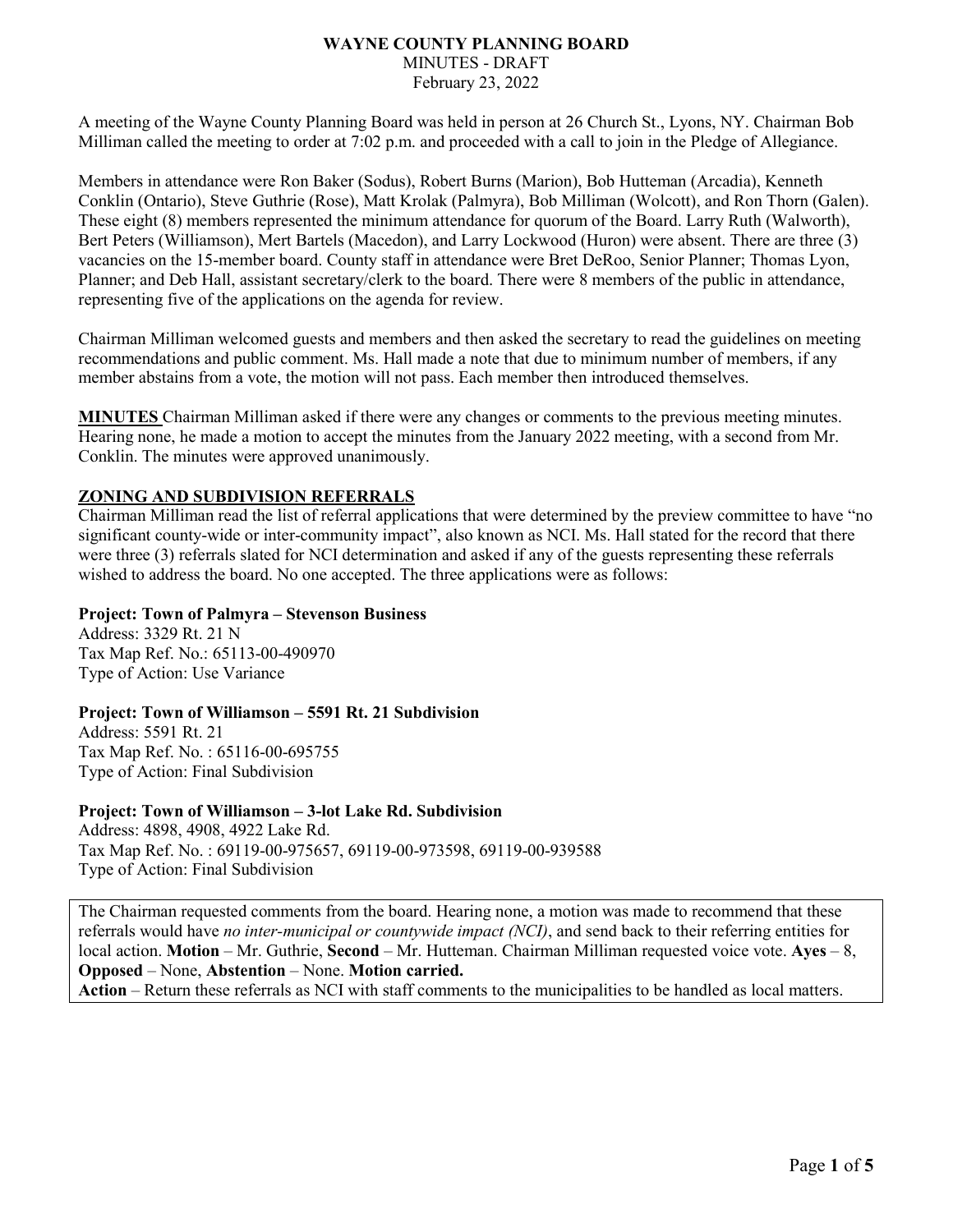# WAYNE COUNTY PLANNING BOARD

MINUTES - DRAFT

February 23, 2022

A meeting of the Wayne County Planning Board was held in person at 26 Church St., Lyons, NY. Chairman Bob Milliman called the meeting to order at 7:02 p.m. and proceeded with a call to join in the Pledge of Allegiance.

Members in attendance were Ron Baker (Sodus), Robert Burns (Marion), Bob Hutteman (Arcadia), Kenneth Conklin (Ontario), Steve Guthrie (Rose), Matt Krolak (Palmyra), Bob Milliman (Wolcott), and Ron Thorn (Galen). These eight (8) members represented the minimum attendance for quorum of the Board. Larry Ruth (Walworth), Bert Peters (Williamson), Mert Bartels (Macedon), and Larry Lockwood (Huron) were absent. There are three (3) vacancies on the 15-member board. County staff in attendance were Bret DeRoo, Senior Planner; Thomas Lyon, Planner; and Deb Hall, assistant secretary/clerk to the board. There were 8 members of the public in attendance, representing five of the applications on the agenda for review.

Chairman Milliman welcomed guests and members and then asked the secretary to read the guidelines on meeting recommendations and public comment. Ms. Hall made a note that due to minimum number of members, if any member abstains from a vote, the motion will not pass. Each member then introduced themselves.

**MINUTES** Chairman Milliman asked if there were any changes or comments to the previous meeting minutes. Hearing none, he made a motion to accept the minutes from the January 2022 meeting, with a second from Mr. Conklin. The minutes were approved unanimously.

## ZONING AND SUBDIVISION REFERRALS

Chairman Milliman read the list of referral applications that were determined by the preview committee to have "no significant county-wide or inter-community impact", also known as NCI. Ms. Hall stated for the record that there were three (3) referrals slated for NCI determination and asked if any of the guests representing these referrals wished to address the board. No one accepted. The three applications were as follows:

**Project: Town of Palmyra – Stevenson Business**
Address: 3329 Rt. 21 N
Tax Map Ref. No.: 65113-00-490970
Type of Action: Use Variance

**Project: Town of Williamson – 5591 Rt. 21 Subdivision**
Address: 5591 Rt. 21
Tax Map Ref. No. : 65116-00-695755
Type of Action: Final Subdivision

**Project: Town of Williamson – 3-lot Lake Rd. Subdivision**
Address: 4898, 4908, 4922 Lake Rd.
Tax Map Ref. No. : 69119-00-975657, 69119-00-973598, 69119-00-939588
Type of Action: Final Subdivision

The Chairman requested comments from the board. Hearing none, a motion was made to recommend that these referrals would have *no inter-municipal or countywide impact (NCI)*, and send back to their referring entities for local action. **Motion** – Mr. Guthrie, **Second** – Mr. Hutteman. Chairman Milliman requested voice vote. **Ayes** – 8, **Opposed** – None, **Abstention** – None. **Motion carried.**
**Action** – Return these referrals as NCI with staff comments to the municipalities to be handled as local matters.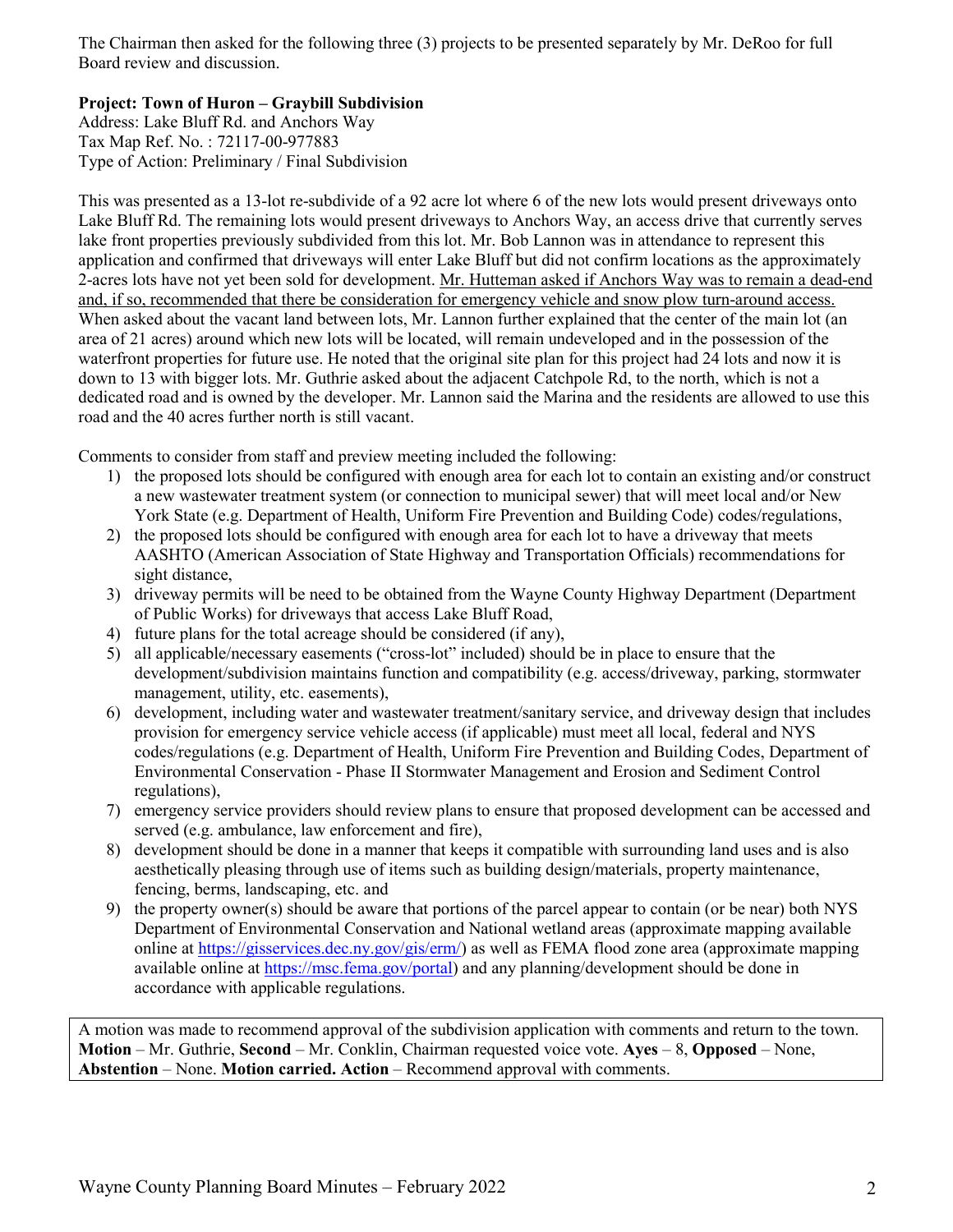The Chairman then asked for the following three (3) projects to be presented separately by Mr. DeRoo for full Board review and discussion.

**Project: Town of Huron – Graybill Subdivision**
Address: Lake Bluff Rd. and Anchors Way
Tax Map Ref. No. : 72117-00-977883
Type of Action: Preliminary / Final Subdivision

This was presented as a 13-lot re-subdivide of a 92 acre lot where 6 of the new lots would present driveways onto Lake Bluff Rd. The remaining lots would present driveways to Anchors Way, an access drive that currently serves lake front properties previously subdivided from this lot. Mr. Bob Lannon was in attendance to represent this application and confirmed that driveways will enter Lake Bluff but did not confirm locations as the approximately 2-acres lots have not yet been sold for development. <u>Mr. Hutteman asked if Anchors Way was to remain a dead-end and, if so, recommended that there be consideration for emergency vehicle and snow plow turn-around access.</u> When asked about the vacant land between lots, Mr. Lannon further explained that the center of the main lot (an area of 21 acres) around which new lots will be located, will remain undeveloped and in the possession of the waterfront properties for future use. He noted that the original site plan for this project had 24 lots and now it is down to 13 with bigger lots. Mr. Guthrie asked about the adjacent Catchpole Rd, to the north, which is not a dedicated road and is owned by the developer. Mr. Lannon said the Marina and the residents are allowed to use this road and the 40 acres further north is still vacant.

Comments to consider from staff and preview meeting included the following:

1) the proposed lots should be configured with enough area for each lot to contain an existing and/or construct a new wastewater treatment system (or connection to municipal sewer) that will meet local and/or New York State (e.g. Department of Health, Uniform Fire Prevention and Building Code) codes/regulations,
2) the proposed lots should be configured with enough area for each lot to have a driveway that meets AASHTO (American Association of State Highway and Transportation Officials) recommendations for sight distance,
3) driveway permits will be need to be obtained from the Wayne County Highway Department (Department of Public Works) for driveways that access Lake Bluff Road,
4) future plans for the total acreage should be considered (if any),
5) all applicable/necessary easements ("cross-lot" included) should be in place to ensure that the development/subdivision maintains function and compatibility (e.g. access/driveway, parking, stormwater management, utility, etc. easements),
6) development, including water and wastewater treatment/sanitary service, and driveway design that includes provision for emergency service vehicle access (if applicable) must meet all local, federal and NYS codes/regulations (e.g. Department of Health, Uniform Fire Prevention and Building Codes, Department of Environmental Conservation - Phase II Stormwater Management and Erosion and Sediment Control regulations),
7) emergency service providers should review plans to ensure that proposed development can be accessed and served (e.g. ambulance, law enforcement and fire),
8) development should be done in a manner that keeps it compatible with surrounding land uses and is also aesthetically pleasing through use of items such as building design/materials, property maintenance, fencing, berms, landscaping, etc. and
9) the property owner(s) should be aware that portions of the parcel appear to contain (or be near) both NYS Department of Environmental Conservation and National wetland areas (approximate mapping available online at https://gisservices.dec.ny.gov/gis/erm/) as well as FEMA flood zone area (approximate mapping available online at https://msc.fema.gov/portal) and any planning/development should be done in accordance with applicable regulations.

A motion was made to recommend approval of the subdivision application with comments and return to the town. **Motion** – Mr. Guthrie, **Second** – Mr. Conklin, Chairman requested voice vote. **Ayes** – 8, **Opposed** – None, **Abstention** – None. **Motion carried. Action** – Recommend approval with comments.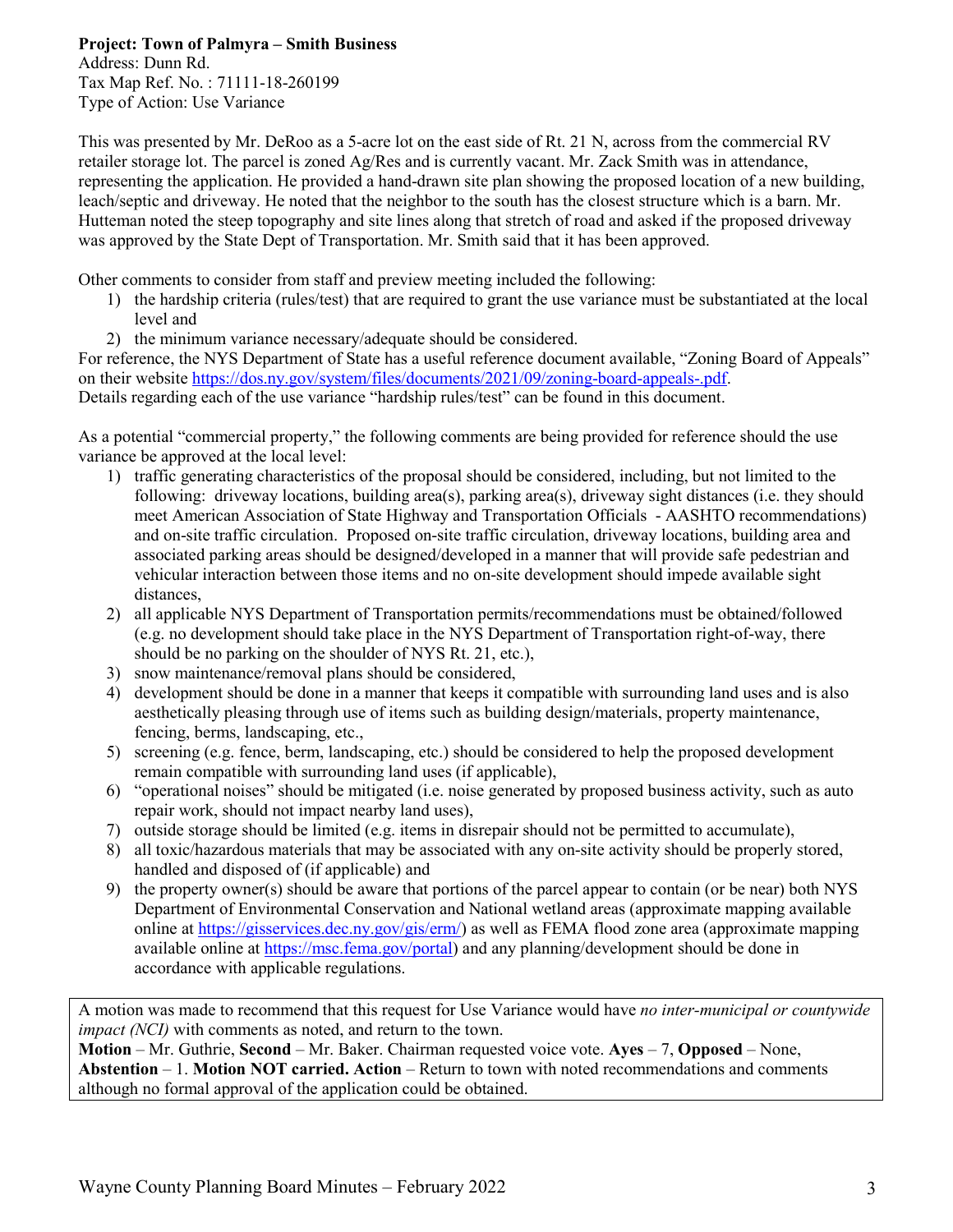**Project: Town of Palmyra – Smith Business**
Address: Dunn Rd.
Tax Map Ref. No. : 71111-18-260199
Type of Action: Use Variance

This was presented by Mr. DeRoo as a 5-acre lot on the east side of Rt. 21 N, across from the commercial RV retailer storage lot. The parcel is zoned Ag/Res and is currently vacant. Mr. Zack Smith was in attendance, representing the application. He provided a hand-drawn site plan showing the proposed location of a new building, leach/septic and driveway. He noted that the neighbor to the south has the closest structure which is a barn. Mr. Hutteman noted the steep topography and site lines along that stretch of road and asked if the proposed driveway was approved by the State Dept of Transportation. Mr. Smith said that it has been approved.

Other comments to consider from staff and preview meeting included the following:

1) the hardship criteria (rules/test) that are required to grant the use variance must be substantiated at the local level and
2) the minimum variance necessary/adequate should be considered.

For reference, the NYS Department of State has a useful reference document available, "Zoning Board of Appeals" on their website https://dos.ny.gov/system/files/documents/2021/09/zoning-board-appeals-.pdf.
Details regarding each of the use variance "hardship rules/test" can be found in this document.

As a potential "commercial property," the following comments are being provided for reference should the use variance be approved at the local level:

1) traffic generating characteristics of the proposal should be considered, including, but not limited to the following: driveway locations, building area(s), parking area(s), driveway sight distances (i.e. they should meet American Association of State Highway and Transportation Officials - AASHTO recommendations) and on-site traffic circulation. Proposed on-site traffic circulation, driveway locations, building area and associated parking areas should be designed/developed in a manner that will provide safe pedestrian and vehicular interaction between those items and no on-site development should impede available sight distances,
2) all applicable NYS Department of Transportation permits/recommendations must be obtained/followed (e.g. no development should take place in the NYS Department of Transportation right-of-way, there should be no parking on the shoulder of NYS Rt. 21, etc.),
3) snow maintenance/removal plans should be considered,
4) development should be done in a manner that keeps it compatible with surrounding land uses and is also aesthetically pleasing through use of items such as building design/materials, property maintenance, fencing, berms, landscaping, etc.,
5) screening (e.g. fence, berm, landscaping, etc.) should be considered to help the proposed development remain compatible with surrounding land uses (if applicable),
6) "operational noises" should be mitigated (i.e. noise generated by proposed business activity, such as auto repair work, should not impact nearby land uses),
7) outside storage should be limited (e.g. items in disrepair should not be permitted to accumulate),
8) all toxic/hazardous materials that may be associated with any on-site activity should be properly stored, handled and disposed of (if applicable) and
9) the property owner(s) should be aware that portions of the parcel appear to contain (or be near) both NYS Department of Environmental Conservation and National wetland areas (approximate mapping available online at https://gisservices.dec.ny.gov/gis/erm/) as well as FEMA flood zone area (approximate mapping available online at https://msc.fema.gov/portal) and any planning/development should be done in accordance with applicable regulations.

A motion was made to recommend that this request for Use Variance would have *no inter-municipal or countywide impact (NCI)* with comments as noted, and return to the town.
**Motion** – Mr. Guthrie, **Second** – Mr. Baker. Chairman requested voice vote. **Ayes** – 7, **Opposed** – None, **Abstention** – 1. **Motion NOT carried. Action** – Return to town with noted recommendations and comments although no formal approval of the application could be obtained.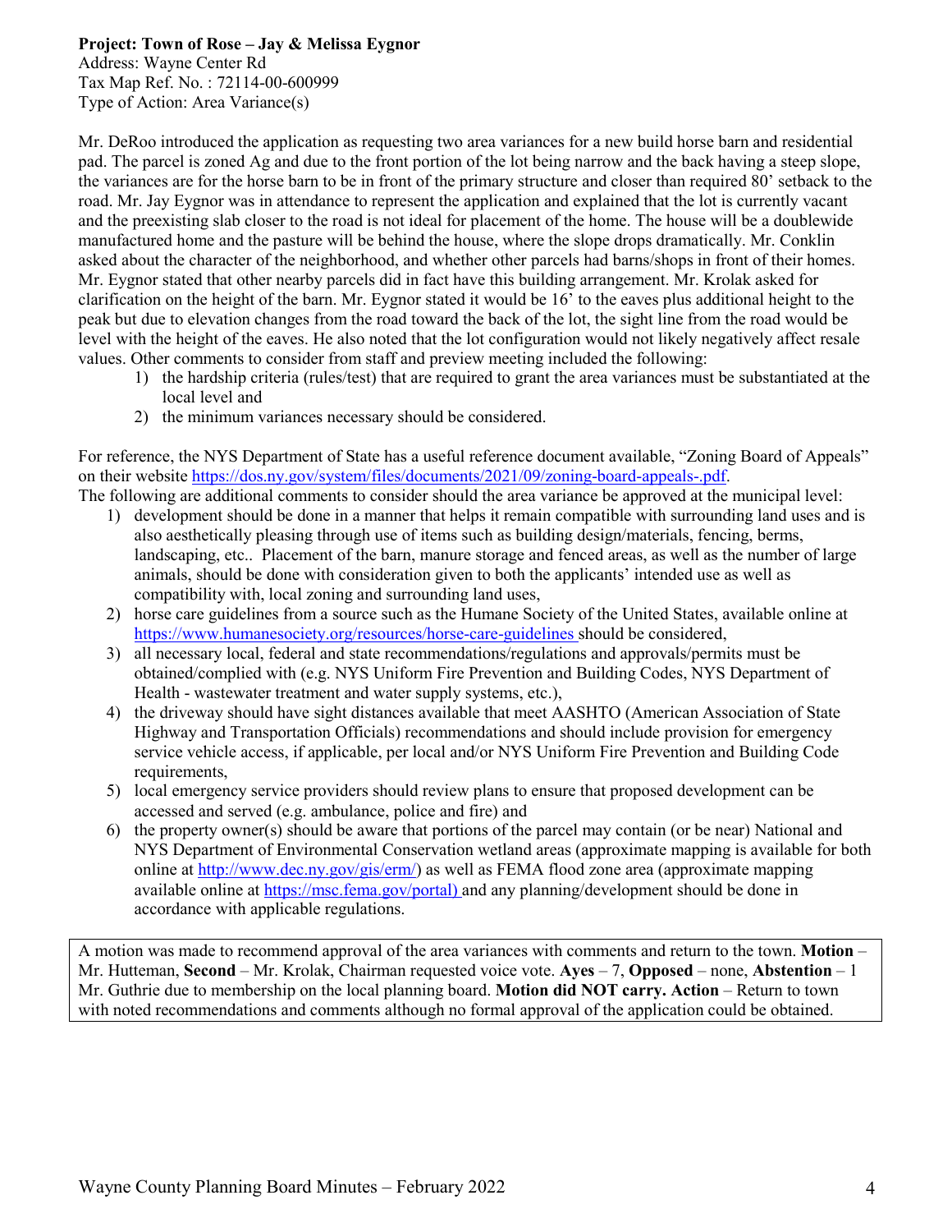**Project: Town of Rose – Jay & Melissa Eygnor**
Address: Wayne Center Rd
Tax Map Ref. No. : 72114-00-600999
Type of Action: Area Variance(s)

Mr. DeRoo introduced the application as requesting two area variances for a new build horse barn and residential pad. The parcel is zoned Ag and due to the front portion of the lot being narrow and the back having a steep slope, the variances are for the horse barn to be in front of the primary structure and closer than required 80' setback to the road. Mr. Jay Eygnor was in attendance to represent the application and explained that the lot is currently vacant and the preexisting slab closer to the road is not ideal for placement of the home. The house will be a doublewide manufactured home and the pasture will be behind the house, where the slope drops dramatically. Mr. Conklin asked about the character of the neighborhood, and whether other parcels had barns/shops in front of their homes. Mr. Eygnor stated that other nearby parcels did in fact have this building arrangement. Mr. Krolak asked for clarification on the height of the barn. Mr. Eygnor stated it would be 16' to the eaves plus additional height to the peak but due to elevation changes from the road toward the back of the lot, the sight line from the road would be level with the height of the eaves. He also noted that the lot configuration would not likely negatively affect resale values. Other comments to consider from staff and preview meeting included the following:

1) the hardship criteria (rules/test) that are required to grant the area variances must be substantiated at the local level and
2) the minimum variances necessary should be considered.

For reference, the NYS Department of State has a useful reference document available, "Zoning Board of Appeals" on their website https://dos.ny.gov/system/files/documents/2021/09/zoning-board-appeals-.pdf.
The following are additional comments to consider should the area variance be approved at the municipal level:

1) development should be done in a manner that helps it remain compatible with surrounding land uses and is also aesthetically pleasing through use of items such as building design/materials, fencing, berms, landscaping, etc.. Placement of the barn, manure storage and fenced areas, as well as the number of large animals, should be done with consideration given to both the applicants' intended use as well as compatibility with, local zoning and surrounding land uses,
2) horse care guidelines from a source such as the Humane Society of the United States, available online at https://www.humanesociety.org/resources/horse-care-guidelines should be considered,
3) all necessary local, federal and state recommendations/regulations and approvals/permits must be obtained/complied with (e.g. NYS Uniform Fire Prevention and Building Codes, NYS Department of Health - wastewater treatment and water supply systems, etc.),
4) the driveway should have sight distances available that meet AASHTO (American Association of State Highway and Transportation Officials) recommendations and should include provision for emergency service vehicle access, if applicable, per local and/or NYS Uniform Fire Prevention and Building Code requirements,
5) local emergency service providers should review plans to ensure that proposed development can be accessed and served (e.g. ambulance, police and fire) and
6) the property owner(s) should be aware that portions of the parcel may contain (or be near) National and NYS Department of Environmental Conservation wetland areas (approximate mapping is available for both online at http://www.dec.ny.gov/gis/erm/) as well as FEMA flood zone area (approximate mapping available online at https://msc.fema.gov/portal) and any planning/development should be done in accordance with applicable regulations.

A motion was made to recommend approval of the area variances with comments and return to the town. **Motion** – Mr. Hutteman, **Second** – Mr. Krolak, Chairman requested voice vote. **Ayes** – 7, **Opposed** – none, **Abstention** – 1 Mr. Guthrie due to membership on the local planning board. **Motion did NOT carry. Action** – Return to town with noted recommendations and comments although no formal approval of the application could be obtained.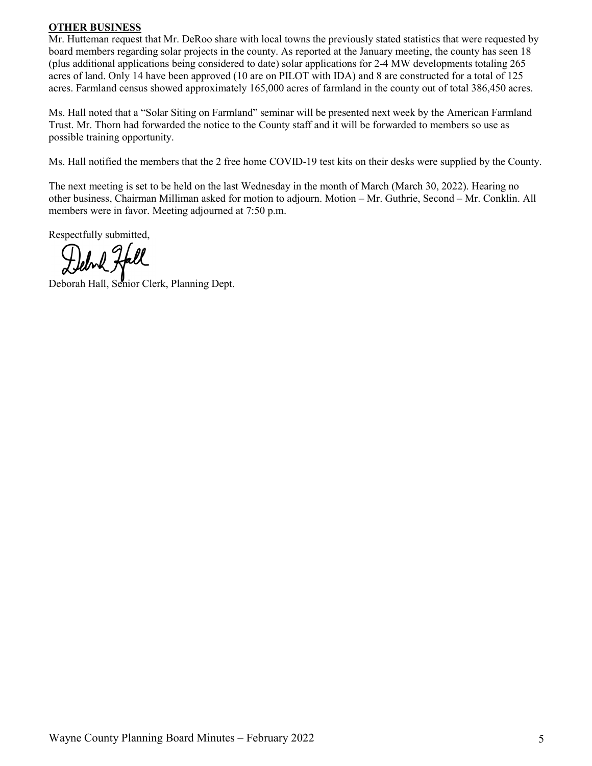**OTHER BUSINESS**

Mr. Hutteman request that Mr. DeRoo share with local towns the previously stated statistics that were requested by board members regarding solar projects in the county. As reported at the January meeting, the county has seen 18 (plus additional applications being considered to date) solar applications for 2-4 MW developments totaling 265 acres of land. Only 14 have been approved (10 are on PILOT with IDA) and 8 are constructed for a total of 125 acres. Farmland census showed approximately 165,000 acres of farmland in the county out of total 386,450 acres.

Ms. Hall noted that a "Solar Siting on Farmland" seminar will be presented next week by the American Farmland Trust. Mr. Thorn had forwarded the notice to the County staff and it will be forwarded to members so use as possible training opportunity.

Ms. Hall notified the members that the 2 free home COVID-19 test kits on their desks were supplied by the County.

The next meeting is set to be held on the last Wednesday in the month of March (March 30, 2022). Hearing no other business, Chairman Milliman asked for motion to adjourn. Motion – Mr. Guthrie, Second – Mr. Conklin. All members were in favor. Meeting adjourned at 7:50 p.m.

Respectfully submitted,

Deborah Hall, Senior Clerk, Planning Dept.